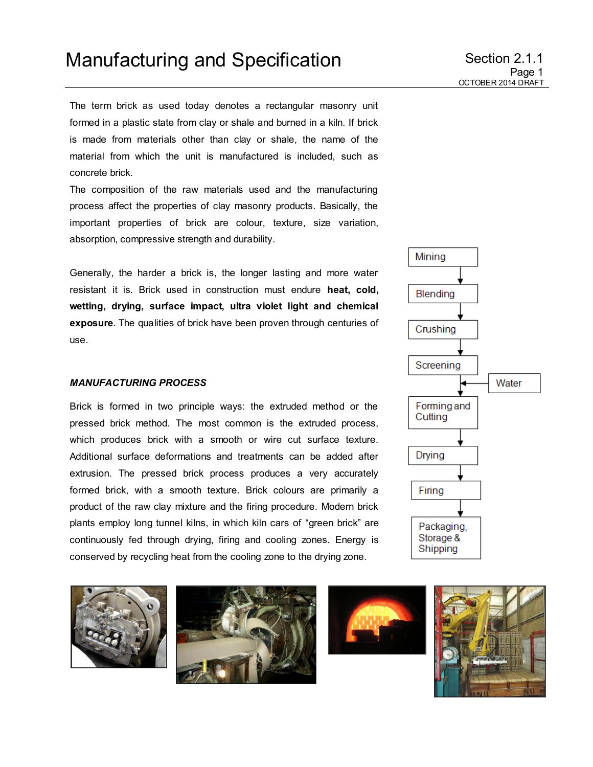# Manufacturing and Specification

The term brick as used today denotes a rectangular masonry unit formed in a plastic state from clay or shale and burned in a kiln. If brick is made from materials other than clay or shale, the name of the material from which the unit is manufactured is included, such as concrete brick.

The composition of the raw materials used and the manufacturing process affect the properties of clay masonry products. Basically, the important properties of brick are colour, texture, size variation, absorption, compressive strength and durability.

Generally, the harder a brick is, the longer lasting and more water resistant it is. Brick used in construction must endure **heat, cold, wetting, drying, surface impact, ultra violet light and chemical exposure**. The qualities of brick have been proven through centuries of use.

***MANUFACTURING PROCESS***

Brick is formed in two principle ways: the extruded method or the pressed brick method. The most common is the extruded process, which produces brick with a smooth or wire cut surface texture. Additional surface deformations and treatments can be added after extrusion. The pressed brick process produces a very accurately formed brick, with a smooth texture. Brick colours are primarily a product of the raw clay mixture and the firing procedure. Modern brick plants employ long tunnel kilns, in which kiln cars of "green brick" are continuously fed through drying, firing and cooling zones. Energy is conserved by recycling heat from the cooling zone to the drying zone.

Mining → Blending → Crushing → Screening → (Water) → Forming and Cutting → Drying → Firing → Packaging, Storage & Shipping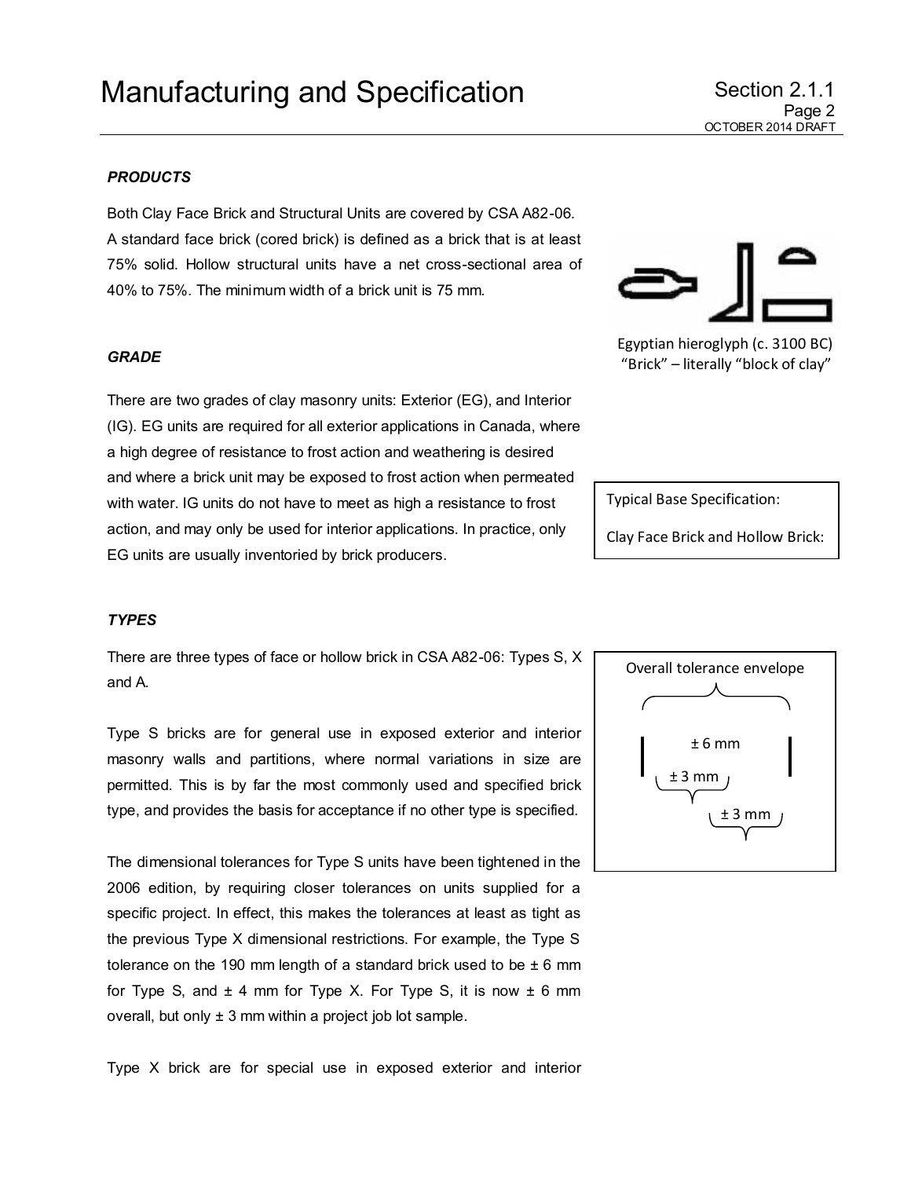### *PRODUCTS*

Both Clay Face Brick and Structural Units are covered by CSA A82-06. A standard face brick (cored brick) is defined as a brick that is at least 75% solid. Hollow structural units have a net cross-sectional area of 40% to 75%. The minimum width of a brick unit is 75 mm.

Egyptian hieroglyph (c. 3100 BC) “Brick” – literally “block of clay”

### *GRADE*

There are two grades of clay masonry units: Exterior (EG), and Interior (IG). EG units are required for all exterior applications in Canada, where a high degree of resistance to frost action and weathering is desired and where a brick unit may be exposed to frost action when permeated with water. IG units do not have to meet as high a resistance to frost action, and may only be used for interior applications. In practice, only EG units are usually inventoried by brick producers.

Typical Base Specification:

Clay Face Brick and Hollow Brick:

### *TYPES*

There are three types of face or hollow brick in CSA A82-06: Types S, X and A.

Type S bricks are for general use in exposed exterior and interior masonry walls and partitions, where normal variations in size are permitted. This is by far the most commonly used and specified brick type, and provides the basis for acceptance if no other type is specified.

The dimensional tolerances for Type S units have been tightened in the 2006 edition, by requiring closer tolerances on units supplied for a specific project. In effect, this makes the tolerances at least as tight as the previous Type X dimensional restrictions. For example, the Type S tolerance on the 190 mm length of a standard brick used to be ± 6 mm for Type S, and ± 4 mm for Type X. For Type S, it is now ± 6 mm overall, but only ± 3 mm within a project job lot sample.

Overall tolerance envelope

± 6 mm

± 3 mm

± 3 mm

Type X brick are for special use in exposed exterior and interior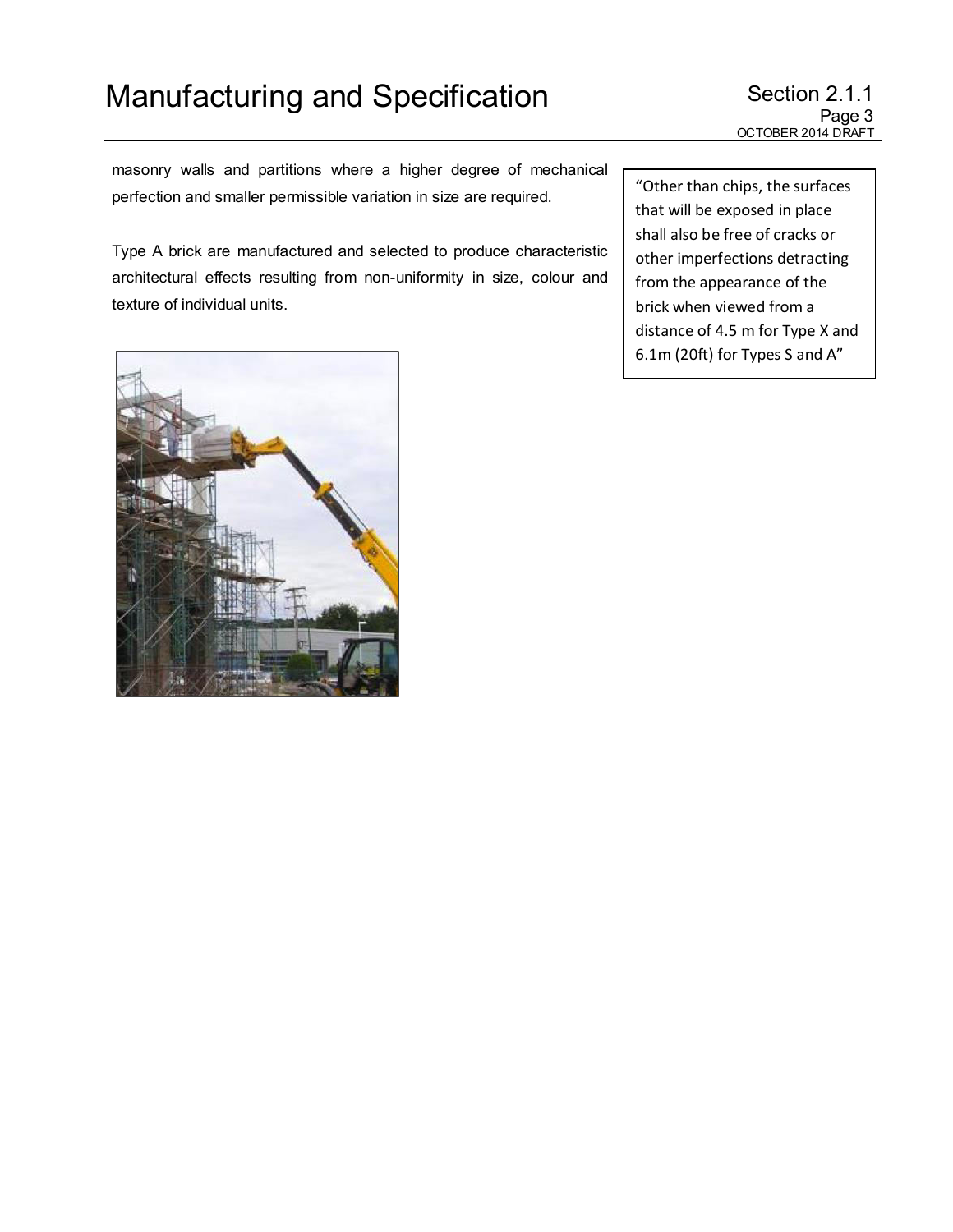masonry walls and partitions where a higher degree of mechanical perfection and smaller permissible variation in size are required.

Type A brick are manufactured and selected to produce characteristic architectural effects resulting from non-uniformity in size, colour and texture of individual units.

> "Other than chips, the surfaces that will be exposed in place shall also be free of cracks or other imperfections detracting from the appearance of the brick when viewed from a distance of 4.5 m for Type X and 6.1m (20ft) for Types S and A"